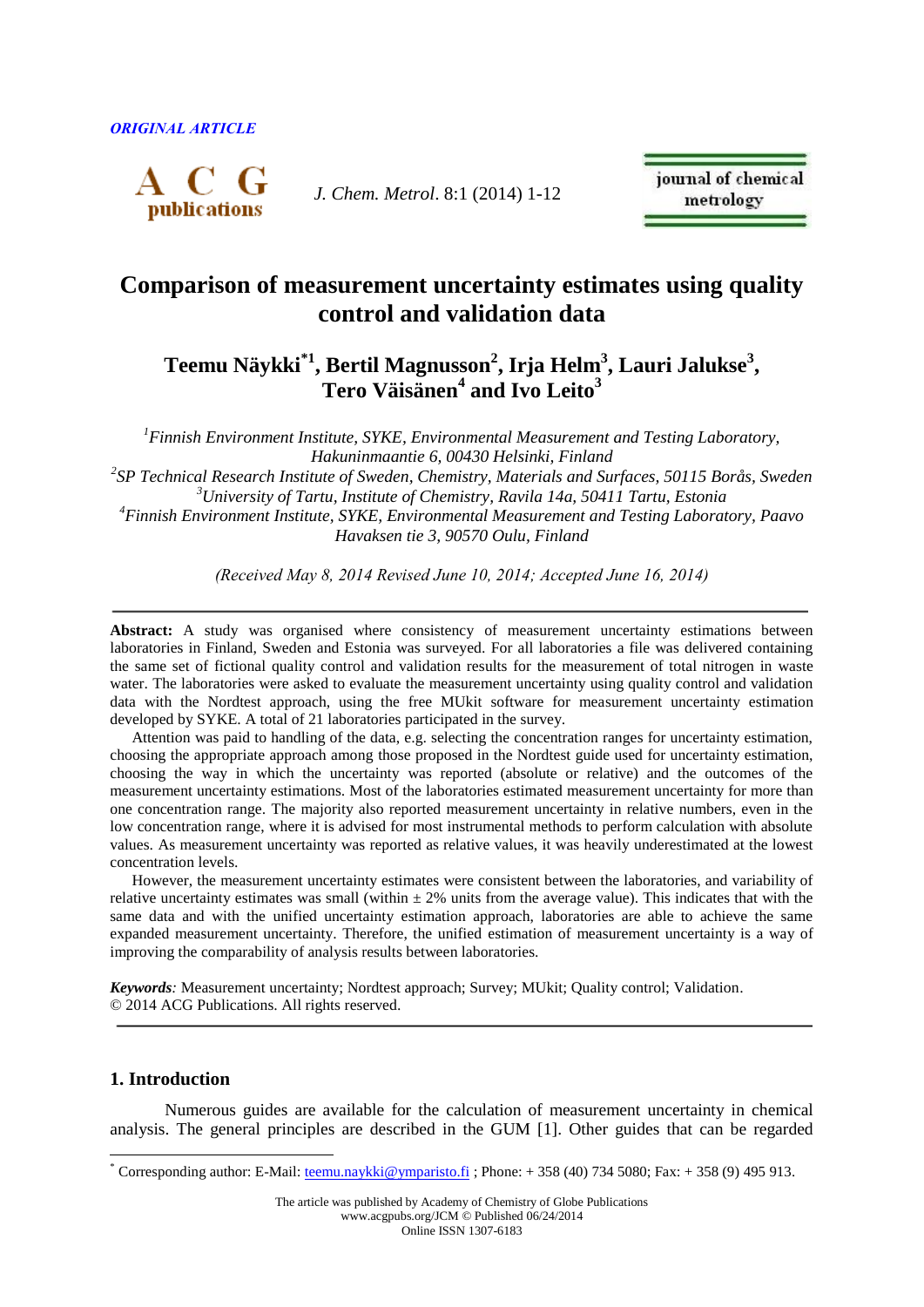*ORIGINAL ARTICLE*

# Comparison of measurement uncertainty estimates using quality control and validation data

**Teemu Näykki*[1], Bertil Magnusson[2], Irja Helm[3], Lauri Jalukse[3], Tero Väisänen[4] and Ivo Leito[3]**

*[1]Finnish Environment Institute, SYKE, Environmental Measurement and Testing Laboratory, Hakuninmaantie 6, 00430 Helsinki, Finland*
*[2]SP Technical Research Institute of Sweden, Chemistry, Materials and Surfaces, 50115 Borås, Sweden*
*[3]University of Tartu, Institute of Chemistry, Ravila 14a, 50411 Tartu, Estonia*
*[4]Finnish Environment Institute, SYKE, Environmental Measurement and Testing Laboratory, Paavo Havaksen tie 3, 90570 Oulu, Finland*

*(Received May 8, 2014 Revised June 10, 2014; Accepted June 16, 2014)*

**Abstract:** A study was organised where consistency of measurement uncertainty estimations between laboratories in Finland, Sweden and Estonia was surveyed. For all laboratories a file was delivered containing the same set of fictional quality control and validation results for the measurement of total nitrogen in waste water. The laboratories were asked to evaluate the measurement uncertainty using quality control and validation data with the Nordtest approach, using the free MUkit software for measurement uncertainty estimation developed by SYKE. A total of 21 laboratories participated in the survey.

Attention was paid to handling of the data, e.g. selecting the concentration ranges for uncertainty estimation, choosing the appropriate approach among those proposed in the Nordtest guide used for uncertainty estimation, choosing the way in which the uncertainty was reported (absolute or relative) and the outcomes of the measurement uncertainty estimations. Most of the laboratories estimated measurement uncertainty for more than one concentration range. The majority also reported measurement uncertainty in relative numbers, even in the low concentration range, where it is advised for most instrumental methods to perform calculation with absolute values. As measurement uncertainty was reported as relative values, it was heavily underestimated at the lowest concentration levels.

However, the measurement uncertainty estimates were consistent between the laboratories, and variability of relative uncertainty estimates was small (within ± 2% units from the average value). This indicates that with the same data and with the unified uncertainty estimation approach, laboratories are able to achieve the same expanded measurement uncertainty. Therefore, the unified estimation of measurement uncertainty is a way of improving the comparability of analysis results between laboratories.

***Keywords:*** Measurement uncertainty; Nordtest approach; Survey; MUkit; Quality control; Validation.
© 2014 ACG Publications. All rights reserved.

## 1. Introduction

Numerous guides are available for the calculation of measurement uncertainty in chemical analysis. The general principles are described in the GUM [1]. Other guides that can be regarded

---

* Corresponding author: E-Mail: teemu.naykki@ymparisto.fi ; Phone: + 358 (40) 734 5080; Fax: + 358 (9) 495 913.

The article was published by Academy of Chemistry of Globe Publications
www.acgpubs.org/JCM © Published 06/24/2014
Online ISSN 1307-6183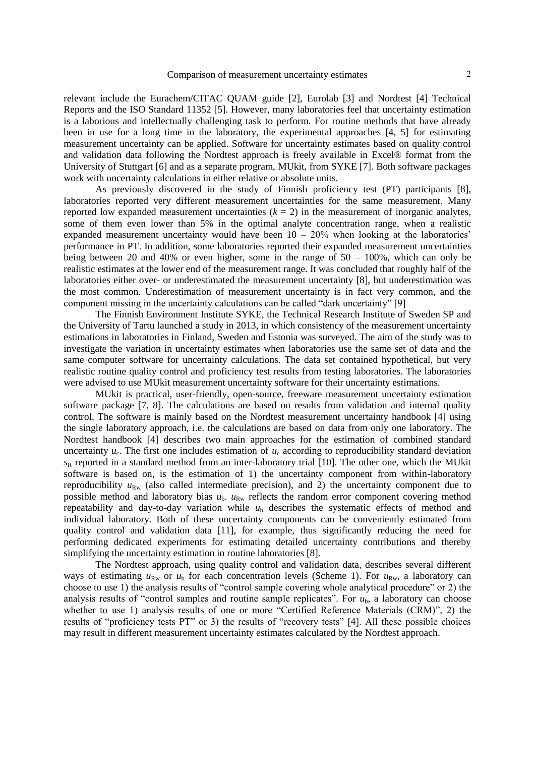relevant include the Eurachem/CITAC QUAM guide [2], Eurolab [3] and Nordtest [4] Technical Reports and the ISO Standard 11352 [5]. However, many laboratories feel that uncertainty estimation is a laborious and intellectually challenging task to perform. For routine methods that have already been in use for a long time in the laboratory, the experimental approaches [4, 5] for estimating measurement uncertainty can be applied. Software for uncertainty estimates based on quality control and validation data following the Nordtest approach is freely available in Excel® format from the University of Stuttgart [6] and as a separate program, MUkit, from SYKE [7]. Both software packages work with uncertainty calculations in either relative or absolute units.

As previously discovered in the study of Finnish proficiency test (PT) participants [8], laboratories reported very different measurement uncertainties for the same measurement. Many reported low expanded measurement uncertainties ($k = 2$) in the measurement of inorganic analytes, some of them even lower than 5% in the optimal analyte concentration range, when a realistic expanded measurement uncertainty would have been 10 – 20% when looking at the laboratories' performance in PT. In addition, some laboratories reported their expanded measurement uncertainties being between 20 and 40% or even higher, some in the range of 50 – 100%, which can only be realistic estimates at the lower end of the measurement range. It was concluded that roughly half of the laboratories either over- or underestimated the measurement uncertainty [8], but underestimation was the most common. Underestimation of measurement uncertainty is in fact very common, and the component missing in the uncertainty calculations can be called "dark uncertainty" [9]

The Finnish Environment Institute SYKE, the Technical Research Institute of Sweden SP and the University of Tartu launched a study in 2013, in which consistency of the measurement uncertainty estimations in laboratories in Finland, Sweden and Estonia was surveyed. The aim of the study was to investigate the variation in uncertainty estimates when laboratories use the same set of data and the same computer software for uncertainty calculations. The data set contained hypothetical, but very realistic routine quality control and proficiency test results from testing laboratories. The laboratories were advised to use MUkit measurement uncertainty software for their uncertainty estimations.

MUkit is practical, user-friendly, open-source, freeware measurement uncertainty estimation software package [7, 8]. The calculations are based on results from validation and internal quality control. The software is mainly based on the Nordtest measurement uncertainty handbook [4] using the single laboratory approach, i.e. the calculations are based on data from only one laboratory. The Nordtest handbook [4] describes two main approaches for the estimation of combined standard uncertainty $u_c$. The first one includes estimation of $u_c$ according to reproducibility standard deviation $s_R$ reported in a standard method from an inter-laboratory trial [10]. The other one, which the MUkit software is based on, is the estimation of 1) the uncertainty component from within-laboratory reproducibility $u_{Rw}$ (also called intermediate precision), and 2) the uncertainty component due to possible method and laboratory bias $u_b$. $u_{Rw}$ reflects the random error component covering method repeatability and day-to-day variation while $u_b$ describes the systematic effects of method and individual laboratory. Both of these uncertainty components can be conveniently estimated from quality control and validation data [11], for example, thus significantly reducing the need for performing dedicated experiments for estimating detailed uncertainty contributions and thereby simplifying the uncertainty estimation in routine laboratories [8].

The Nordtest approach, using quality control and validation data, describes several different ways of estimating $u_{Rw}$ or $u_b$ for each concentration levels (Scheme 1). For $u_{Rw}$, a laboratory can choose to use 1) the analysis results of "control sample covering whole analytical procedure" or 2) the analysis results of "control samples and routine sample replicates". For $u_b$, a laboratory can choose whether to use 1) analysis results of one or more "Certified Reference Materials (CRM)", 2) the results of "proficiency tests PT" or 3) the results of "recovery tests" [4]. All these possible choices may result in different measurement uncertainty estimates calculated by the Nordtest approach.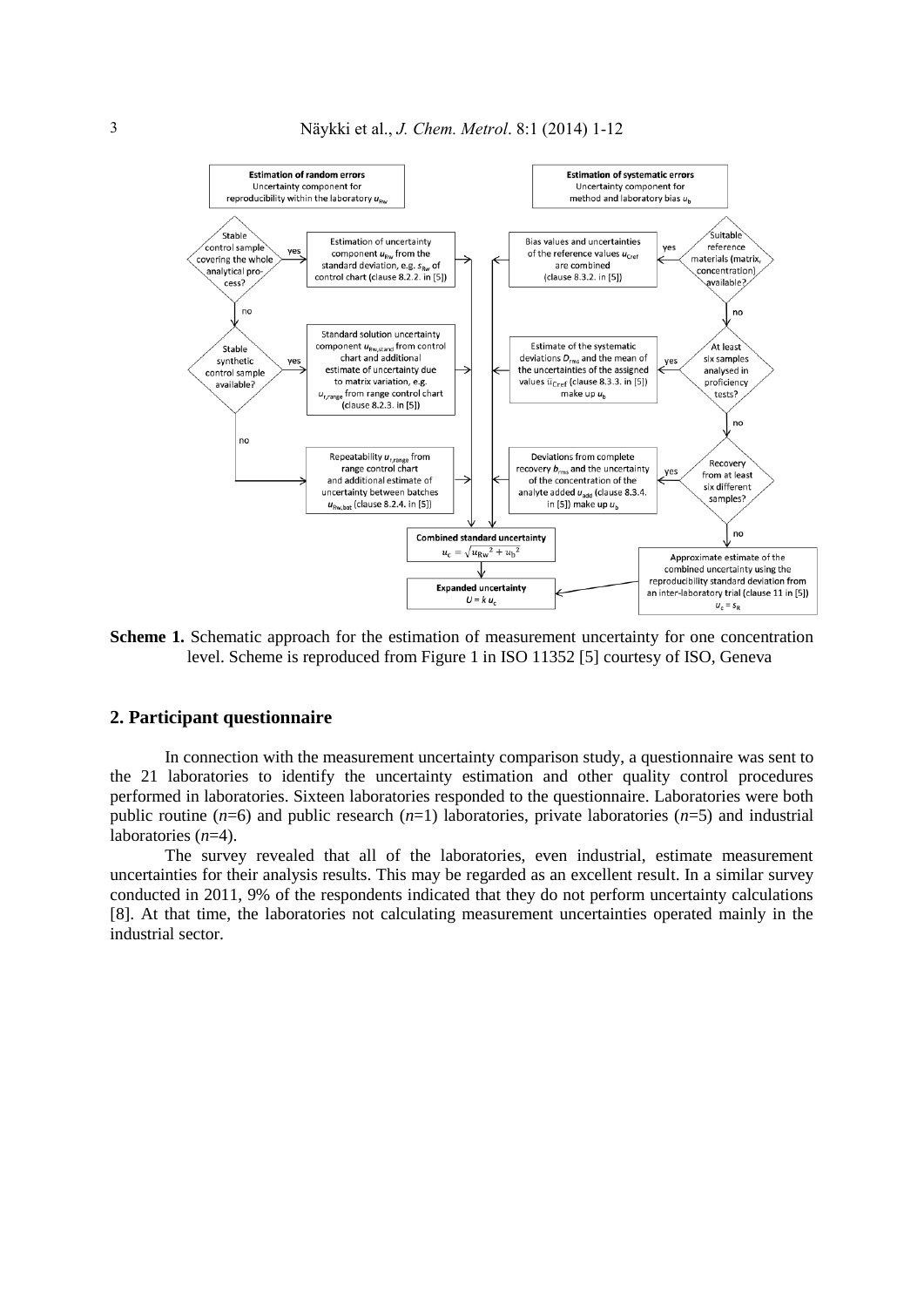**Estimation of random errors**
Uncertainty component for reproducibility within the laboratory $u_{Rw}$

- Stable control sample covering the whole analytical process? **yes** → Estimation of uncertainty component $u_{Rw}$ from the standard deviation, e.g. $s_{Rw}$ of control chart (clause 8.2.2. in [5])
- **no** → Stable synthetic control sample available? **yes** → Standard solution uncertainty component $u_{Rw,stand}$ from control chart and additional estimate of uncertainty due to matrix variation, e.g. $u_{r,range}$ from range control chart (clause 8.2.3. in [5])
- **no** → Repeatability $u_{r,range}$ from range control chart and additional estimate of uncertainty between batches $u_{Rw,bat}$ (clause 8.2.4. in [5])

**Estimation of systematic errors**
Uncertainty component for method and laboratory bias $u_b$

- Suitable reference materials (matrix, concentration) available? **yes** → Bias values and uncertainties of the reference values $u_{Cref}$ are combined (clause 8.3.2. in [5])
- **no** → At least six samples analysed in proficiency tests? **yes** → Estimate of the systematic deviations $D_{rms}$ and the mean of the uncertainties of the assigned values $\bar{u}_{Cref}$ (clause 8.3.3. in [5]) make up $u_b$
- **no** → Recovery from at least six different samples? **yes** → Deviations from complete recovery $b_{rms}$ and the uncertainty of the concentration of the analyte added $u_{add}$ (clause 8.3.4. in [5]) make up $u_b$
- **no** → Approximate estimate of the combined uncertainty using the reproducibility standard deviation from an inter-laboratory trial (clause 11 in [5]) $u_c = s_R$

**Combined standard uncertainty**
$$u_c = \sqrt{u_{Rw}^2 + u_b^2}$$

**Expanded uncertainty**
$$U = k\,u_c$$

**Scheme 1.** Schematic approach for the estimation of measurement uncertainty for one concentration level. Scheme is reproduced from Figure 1 in ISO 11352 [5] courtesy of ISO, Geneva

## 2. Participant questionnaire

In connection with the measurement uncertainty comparison study, a questionnaire was sent to the 21 laboratories to identify the uncertainty estimation and other quality control procedures performed in laboratories. Sixteen laboratories responded to the questionnaire. Laboratories were both public routine ($n$=6) and public research ($n$=1) laboratories, private laboratories ($n$=5) and industrial laboratories ($n$=4).

The survey revealed that all of the laboratories, even industrial, estimate measurement uncertainties for their analysis results. This may be regarded as an excellent result. In a similar survey conducted in 2011, 9% of the respondents indicated that they do not perform uncertainty calculations [8]. At that time, the laboratories not calculating measurement uncertainties operated mainly in the industrial sector.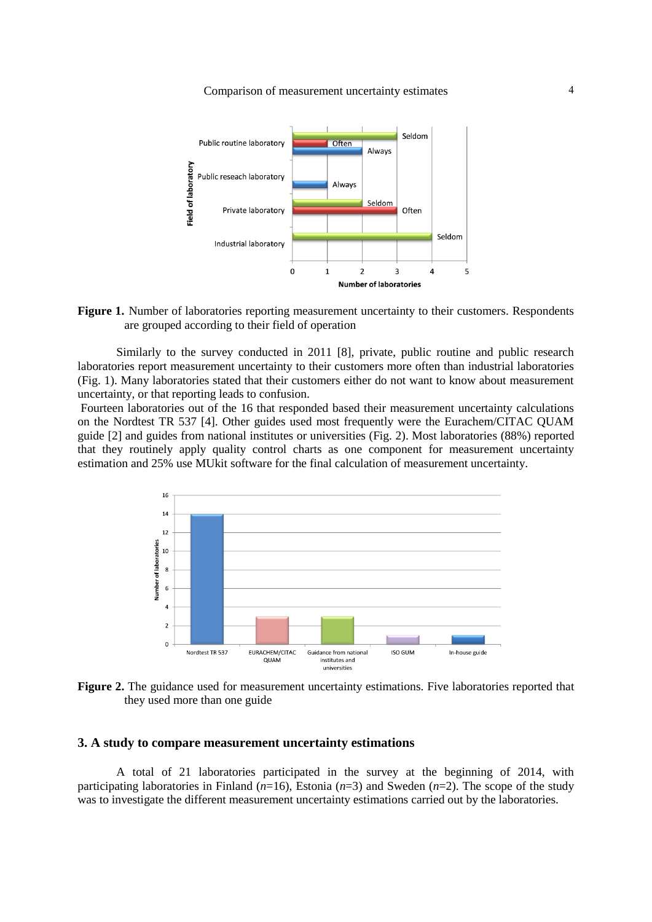**Figure 1.** Number of laboratories reporting measurement uncertainty to their customers. Respondents are grouped according to their field of operation

Similarly to the survey conducted in 2011 [8], private, public routine and public research laboratories report measurement uncertainty to their customers more often than industrial laboratories (Fig. 1). Many laboratories stated that their customers either do not want to know about measurement uncertainty, or that reporting leads to confusion.

Fourteen laboratories out of the 16 that responded based their measurement uncertainty calculations on the Nordtest TR 537 [4]. Other guides used most frequently were the Eurachem/CITAC QUAM guide [2] and guides from national institutes or universities (Fig. 2). Most laboratories (88%) reported that they routinely apply quality control charts as one component for measurement uncertainty estimation and 25% use MUkit software for the final calculation of measurement uncertainty.

**Figure 2.** The guidance used for measurement uncertainty estimations. Five laboratories reported that they used more than one guide

### 3. A study to compare measurement uncertainty estimations

A total of 21 laboratories participated in the survey at the beginning of 2014, with participating laboratories in Finland (*n*=16), Estonia (*n*=3) and Sweden (*n*=2). The scope of the study was to investigate the different measurement uncertainty estimations carried out by the laboratories.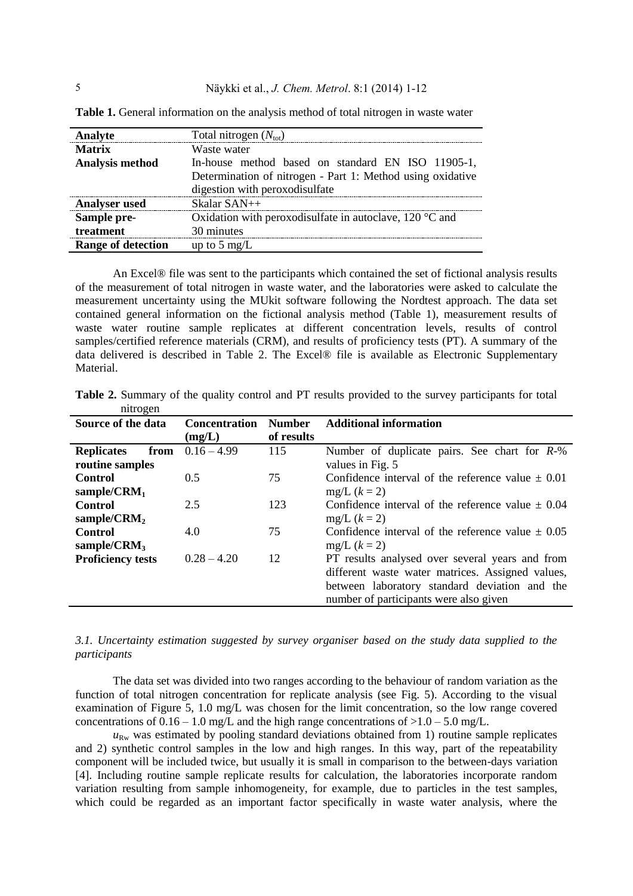**Table 1.** General information on the analysis method of total nitrogen in waste water

| Analyte | Total nitrogen ($N_{tot}$) |
|---|---|
| **Matrix** | Waste water |
| **Analysis method** | In-house method based on standard EN ISO 11905-1, Determination of nitrogen - Part 1: Method using oxidative digestion with peroxodisulfate |
| **Analyser used** | Skalar SAN++ |
| **Sample pre-treatment** | Oxidation with peroxodisulfate in autoclave, 120 °C and 30 minutes |
| **Range of detection** | up to 5 mg/L |

An Excel® file was sent to the participants which contained the set of fictional analysis results of the measurement of total nitrogen in waste water, and the laboratories were asked to calculate the measurement uncertainty using the MUkit software following the Nordtest approach. The data set contained general information on the fictional analysis method (Table 1), measurement results of waste water routine sample replicates at different concentration levels, results of control samples/certified reference materials (CRM), and results of proficiency tests (PT). A summary of the data delivered is described in Table 2. The Excel® file is available as Electronic Supplementary Material.

**Table 2.** Summary of the quality control and PT results provided to the survey participants for total nitrogen

| Source of the data | Concentration (mg/L) | Number of results | Additional information |
|---|---|---|---|
| **Replicates from routine samples** | 0.16 – 4.99 | 115 | Number of duplicate pairs. See chart for *R*-% values in Fig. 5 |
| **Control sample/CRM$_1$** | 0.5 | 75 | Confidence interval of the reference value ± 0.01 mg/L ($k = 2$) |
| **Control sample/CRM$_2$** | 2.5 | 123 | Confidence interval of the reference value ± 0.04 mg/L ($k = 2$) |
| **Control sample/CRM$_3$** | 4.0 | 75 | Confidence interval of the reference value ± 0.05 mg/L ($k = 2$) |
| **Proficiency tests** | 0.28 – 4.20 | 12 | PT results analysed over several years and from different waste water matrices. Assigned values, between laboratory standard deviation and the number of participants were also given |

### *3.1. Uncertainty estimation suggested by survey organiser based on the study data supplied to the participants*

The data set was divided into two ranges according to the behaviour of random variation as the function of total nitrogen concentration for replicate analysis (see Fig. 5). According to the visual examination of Figure 5, 1.0 mg/L was chosen for the limit concentration, so the low range covered concentrations of 0.16 – 1.0 mg/L and the high range concentrations of >1.0 – 5.0 mg/L.

$u_{Rw}$ was estimated by pooling standard deviations obtained from 1) routine sample replicates and 2) synthetic control samples in the low and high ranges. In this way, part of the repeatability component will be included twice, but usually it is small in comparison to the between-days variation [4]. Including routine sample replicate results for calculation, the laboratories incorporate random variation resulting from sample inhomogeneity, for example, due to particles in the test samples, which could be regarded as an important factor specifically in waste water analysis, where the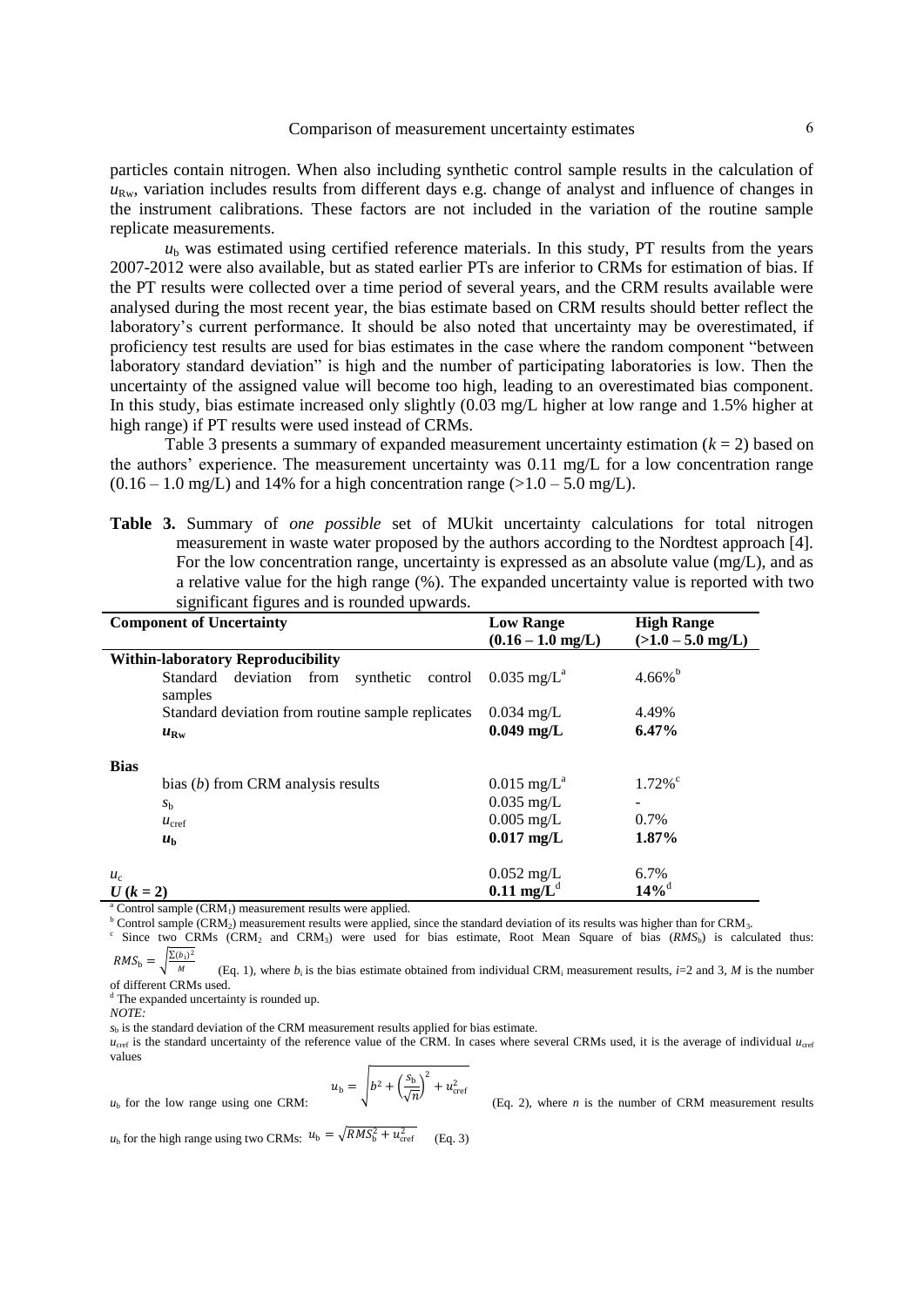particles contain nitrogen. When also including synthetic control sample results in the calculation of $u_{Rw}$, variation includes results from different days e.g. change of analyst and influence of changes in the instrument calibrations. These factors are not included in the variation of the routine sample replicate measurements.

$u_b$ was estimated using certified reference materials. In this study, PT results from the years 2007-2012 were also available, but as stated earlier PTs are inferior to CRMs for estimation of bias. If the PT results were collected over a time period of several years, and the CRM results available were analysed during the most recent year, the bias estimate based on CRM results should better reflect the laboratory's current performance. It should be also noted that uncertainty may be overestimated, if proficiency test results are used for bias estimates in the case where the random component "between laboratory standard deviation" is high and the number of participating laboratories is low. Then the uncertainty of the assigned value will become too high, leading to an overestimated bias component. In this study, bias estimate increased only slightly (0.03 mg/L higher at low range and 1.5% higher at high range) if PT results were used instead of CRMs.

Table 3 presents a summary of expanded measurement uncertainty estimation ($k = 2$) based on the authors' experience. The measurement uncertainty was 0.11 mg/L for a low concentration range (0.16 – 1.0 mg/L) and 14% for a high concentration range (>1.0 – 5.0 mg/L).

**Table 3.** Summary of *one possible* set of MUkit uncertainty calculations for total nitrogen measurement in waste water proposed by the authors according to the Nordtest approach [4]. For the low concentration range, uncertainty is expressed as an absolute value (mg/L), and as a relative value for the high range (%). The expanded uncertainty value is reported with two significant figures and is rounded upwards.

| Component of Uncertainty | Low Range (0.16 – 1.0 mg/L) | High Range (>1.0 – 5.0 mg/L) |
|---|---|---|
| **Within-laboratory Reproducibility** | | |
| Standard deviation from synthetic control samples | 0.035 mg/L[a] | 4.66%[b] |
| Standard deviation from routine sample replicates | 0.034 mg/L | 4.49% |
| $u_{Rw}$ | **0.049 mg/L** | **6.47%** |
| **Bias** | | |
| bias ($b$) from CRM analysis results | 0.015 mg/L[a] | 1.72%[c] |
| $s_b$ | 0.035 mg/L | - |
| $u_{cref}$ | 0.005 mg/L | 0.7% |
| $u_b$ | **0.017 mg/L** | **1.87%** |
| $u_c$ | 0.052 mg/L | 6.7% |
| $U$ ($k = 2$) | **0.11 mg/L**[d] | **14%**[d] |

[a] Control sample ($CRM_1$) measurement results were applied.

[b] Control sample ($CRM_2$) measurement results were applied, since the standard deviation of its results was higher than for $CRM_3$.

[c] Since two CRMs ($CRM_2$ and $CRM_3$) were used for bias estimate, Root Mean Square of bias ($RMS_b$) is calculated thus: $RMS_b = \sqrt{\frac{\sum (b_i)^2}{M}}$ (Eq. 1), where $b_i$ is the bias estimate obtained from individual $CRM_i$ measurement results, $i$=2 and 3, $M$ is the number of different CRMs used.

[d] The expanded uncertainty is rounded up.

*NOTE:*

$s_b$ is the standard deviation of the CRM measurement results applied for bias estimate.

$u_{cref}$ is the standard uncertainty of the reference value of the CRM. In cases where several CRMs used, it is the average of individual $u_{cref}$ values

$u_b$ for the low range using one CRM: $u_b = \sqrt{b^2 + \left(\frac{s_b}{\sqrt{n}}\right)^2 + u_{cref}^2}$ (Eq. 2), where $n$ is the number of CRM measurement results

$u_b$ for the high range using two CRMs: $u_b = \sqrt{RMS_b^2 + u_{cref}^2}$ (Eq. 3)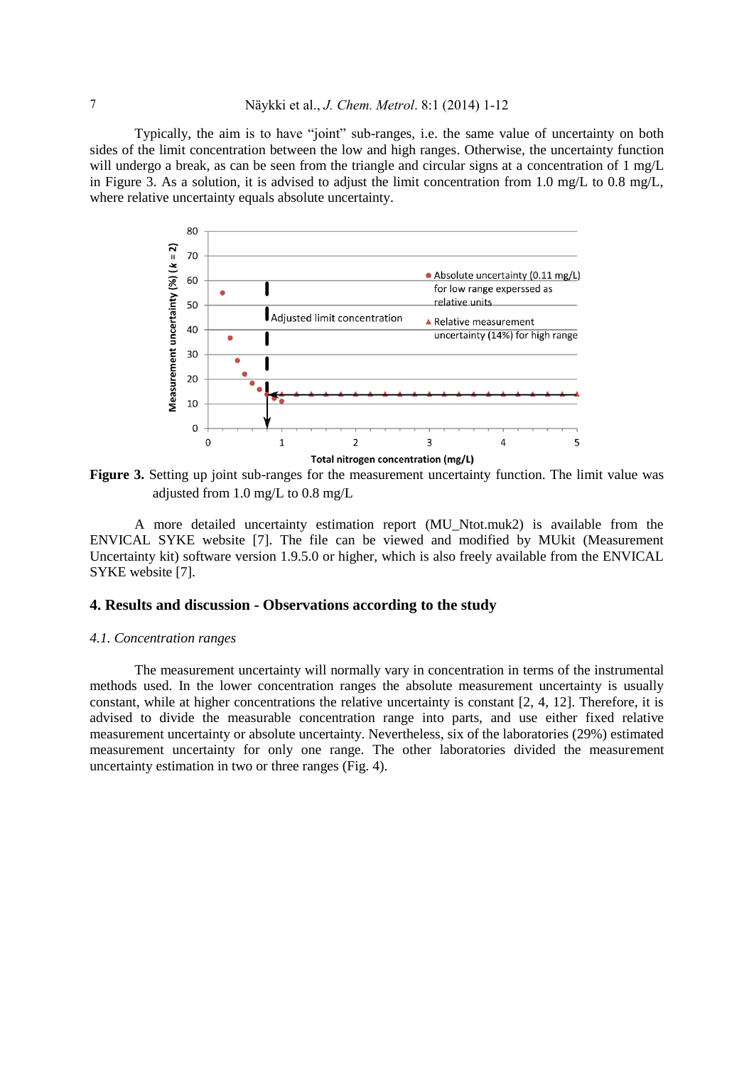Typically, the aim is to have "joint" sub-ranges, i.e. the same value of uncertainty on both sides of the limit concentration between the low and high ranges. Otherwise, the uncertainty function will undergo a break, as can be seen from the triangle and circular signs at a concentration of 1 mg/L in Figure 3. As a solution, it is advised to adjust the limit concentration from 1.0 mg/L to 0.8 mg/L, where relative uncertainty equals absolute uncertainty.

**Figure 3.** Setting up joint sub-ranges for the measurement uncertainty function. The limit value was adjusted from 1.0 mg/L to 0.8 mg/L

A more detailed uncertainty estimation report (MU_Ntot.muk2) is available from the ENVICAL SYKE website [7]. The file can be viewed and modified by MUkit (Measurement Uncertainty kit) software version 1.9.5.0 or higher, which is also freely available from the ENVICAL SYKE website [7].

## 4. Results and discussion - Observations according to the study

### *4.1. Concentration ranges*

The measurement uncertainty will normally vary in concentration in terms of the instrumental methods used. In the lower concentration ranges the absolute measurement uncertainty is usually constant, while at higher concentrations the relative uncertainty is constant [2, 4, 12]. Therefore, it is advised to divide the measurable concentration range into parts, and use either fixed relative measurement uncertainty or absolute uncertainty. Nevertheless, six of the laboratories (29%) estimated measurement uncertainty for only one range. The other laboratories divided the measurement uncertainty estimation in two or three ranges (Fig. 4).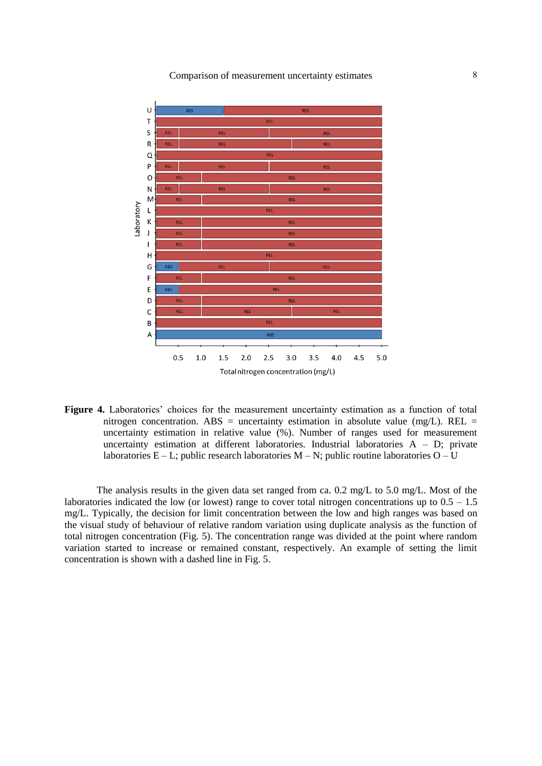**Figure 4.** Laboratories' choices for the measurement uncertainty estimation as a function of total nitrogen concentration. ABS = uncertainty estimation in absolute value (mg/L). REL = uncertainty estimation in relative value (%). Number of ranges used for measurement uncertainty estimation at different laboratories. Industrial laboratories A – D; private laboratories E – L; public research laboratories M – N; public routine laboratories O – U

The analysis results in the given data set ranged from ca. 0.2 mg/L to 5.0 mg/L. Most of the laboratories indicated the low (or lowest) range to cover total nitrogen concentrations up to 0.5 – 1.5 mg/L. Typically, the decision for limit concentration between the low and high ranges was based on the visual study of behaviour of relative random variation using duplicate analysis as the function of total nitrogen concentration (Fig. 5). The concentration range was divided at the point where random variation started to increase or remained constant, respectively. An example of setting the limit concentration is shown with a dashed line in Fig. 5.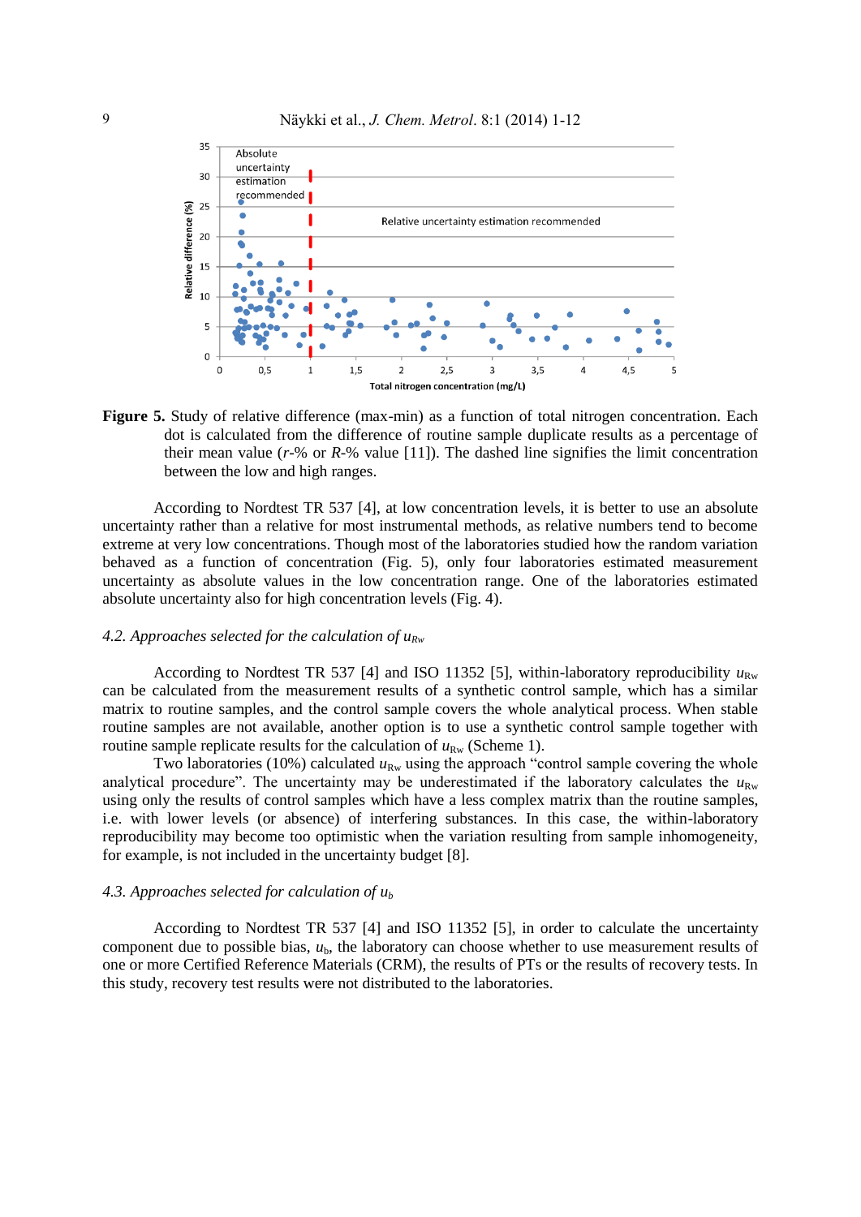**Figure 5.** Study of relative difference (max-min) as a function of total nitrogen concentration. Each dot is calculated from the difference of routine sample duplicate results as a percentage of their mean value (*r*-% or *R*-% value [11]). The dashed line signifies the limit concentration between the low and high ranges.

According to Nordtest TR 537 [4], at low concentration levels, it is better to use an absolute uncertainty rather than a relative for most instrumental methods, as relative numbers tend to become extreme at very low concentrations. Though most of the laboratories studied how the random variation behaved as a function of concentration (Fig. 5), only four laboratories estimated measurement uncertainty as absolute values in the low concentration range. One of the laboratories estimated absolute uncertainty also for high concentration levels (Fig. 4).

### *4.2. Approaches selected for the calculation of $u_{Rw}$*

According to Nordtest TR 537 [4] and ISO 11352 [5], within-laboratory reproducibility $u_{Rw}$ can be calculated from the measurement results of a synthetic control sample, which has a similar matrix to routine samples, and the control sample covers the whole analytical process. When stable routine samples are not available, another option is to use a synthetic control sample together with routine sample replicate results for the calculation of $u_{Rw}$ (Scheme 1).

Two laboratories (10%) calculated $u_{Rw}$ using the approach "control sample covering the whole analytical procedure". The uncertainty may be underestimated if the laboratory calculates the $u_{Rw}$ using only the results of control samples which have a less complex matrix than the routine samples, i.e. with lower levels (or absence) of interfering substances. In this case, the within-laboratory reproducibility may become too optimistic when the variation resulting from sample inhomogeneity, for example, is not included in the uncertainty budget [8].

### *4.3. Approaches selected for calculation of $u_b$*

According to Nordtest TR 537 [4] and ISO 11352 [5], in order to calculate the uncertainty component due to possible bias, $u_b$, the laboratory can choose whether to use measurement results of one or more Certified Reference Materials (CRM), the results of PTs or the results of recovery tests. In this study, recovery test results were not distributed to the laboratories.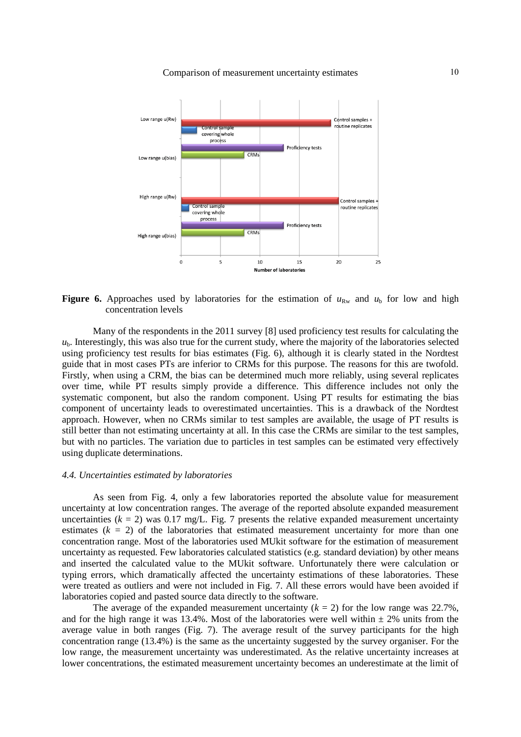**Figure 6.** Approaches used by laboratories for the estimation of $u_{Rw}$ and $u_b$ for low and high concentration levels

Many of the respondents in the 2011 survey [8] used proficiency test results for calculating the $u_b$. Interestingly, this was also true for the current study, where the majority of the laboratories selected using proficiency test results for bias estimates (Fig. 6), although it is clearly stated in the Nordtest guide that in most cases PTs are inferior to CRMs for this purpose. The reasons for this are twofold. Firstly, when using a CRM, the bias can be determined much more reliably, using several replicates over time, while PT results simply provide a difference. This difference includes not only the systematic component, but also the random component. Using PT results for estimating the bias component of uncertainty leads to overestimated uncertainties. This is a drawback of the Nordtest approach. However, when no CRMs similar to test samples are available, the usage of PT results is still better than not estimating uncertainty at all. In this case the CRMs are similar to the test samples, but with no particles. The variation due to particles in test samples can be estimated very effectively using duplicate determinations.

#### *4.4. Uncertainties estimated by laboratories*

As seen from Fig. 4, only a few laboratories reported the absolute value for measurement uncertainty at low concentration ranges. The average of the reported absolute expanded measurement uncertainties ($k = 2$) was 0.17 mg/L. Fig. 7 presents the relative expanded measurement uncertainty estimates ($k = 2$) of the laboratories that estimated measurement uncertainty for more than one concentration range. Most of the laboratories used MUkit software for the estimation of measurement uncertainty as requested. Few laboratories calculated statistics (e.g. standard deviation) by other means and inserted the calculated value to the MUkit software. Unfortunately there were calculation or typing errors, which dramatically affected the uncertainty estimations of these laboratories. These were treated as outliers and were not included in Fig. 7. All these errors would have been avoided if laboratories copied and pasted source data directly to the software.

The average of the expanded measurement uncertainty ($k = 2$) for the low range was 22.7%, and for the high range it was 13.4%. Most of the laboratories were well within ± 2% units from the average value in both ranges (Fig. 7). The average result of the survey participants for the high concentration range (13.4%) is the same as the uncertainty suggested by the survey organiser. For the low range, the measurement uncertainty was underestimated. As the relative uncertainty increases at lower concentrations, the estimated measurement uncertainty becomes an underestimate at the limit of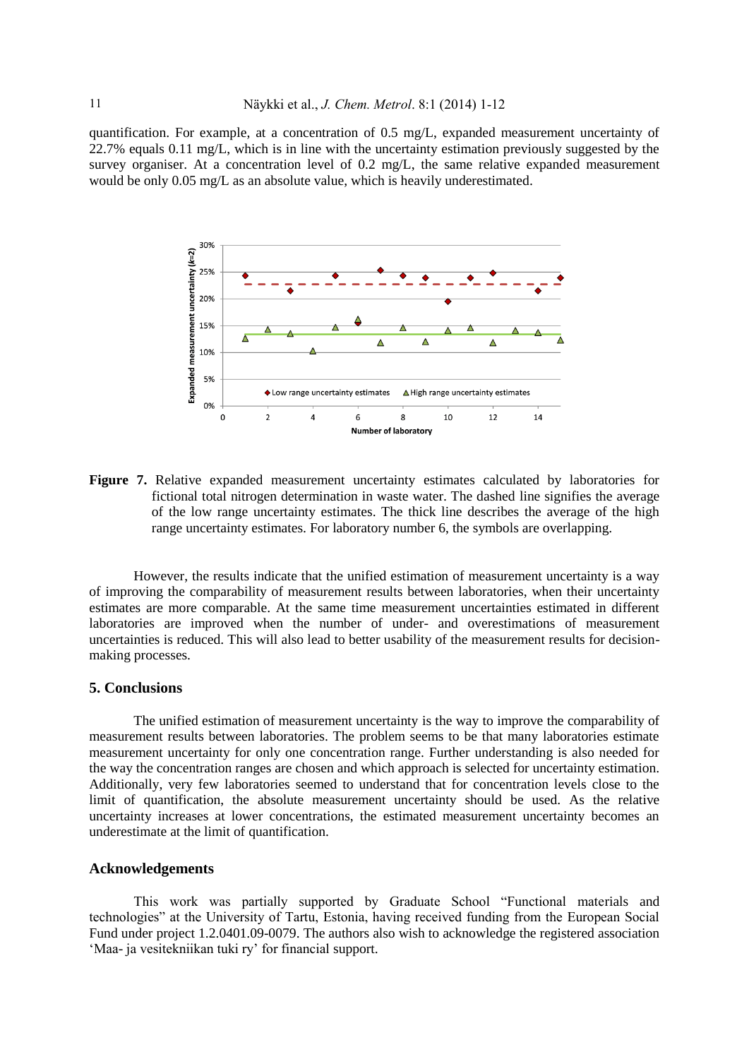quantification. For example, at a concentration of 0.5 mg/L, expanded measurement uncertainty of 22.7% equals 0.11 mg/L, which is in line with the uncertainty estimation previously suggested by the survey organiser. At a concentration level of 0.2 mg/L, the same relative expanded measurement would be only 0.05 mg/L as an absolute value, which is heavily underestimated.

**Figure 7.** Relative expanded measurement uncertainty estimates calculated by laboratories for fictional total nitrogen determination in waste water. The dashed line signifies the average of the low range uncertainty estimates. The thick line describes the average of the high range uncertainty estimates. For laboratory number 6, the symbols are overlapping.

However, the results indicate that the unified estimation of measurement uncertainty is a way of improving the comparability of measurement results between laboratories, when their uncertainty estimates are more comparable. At the same time measurement uncertainties estimated in different laboratories are improved when the number of under- and overestimations of measurement uncertainties is reduced. This will also lead to better usability of the measurement results for decision-making processes.

## 5. Conclusions

The unified estimation of measurement uncertainty is the way to improve the comparability of measurement results between laboratories. The problem seems to be that many laboratories estimate measurement uncertainty for only one concentration range. Further understanding is also needed for the way the concentration ranges are chosen and which approach is selected for uncertainty estimation. Additionally, very few laboratories seemed to understand that for concentration levels close to the limit of quantification, the absolute measurement uncertainty should be used. As the relative uncertainty increases at lower concentrations, the estimated measurement uncertainty becomes an underestimate at the limit of quantification.

## Acknowledgements

This work was partially supported by Graduate School "Functional materials and technologies" at the University of Tartu, Estonia, having received funding from the European Social Fund under project 1.2.0401.09-0079. The authors also wish to acknowledge the registered association 'Maa- ja vesitekniikan tuki ry' for financial support.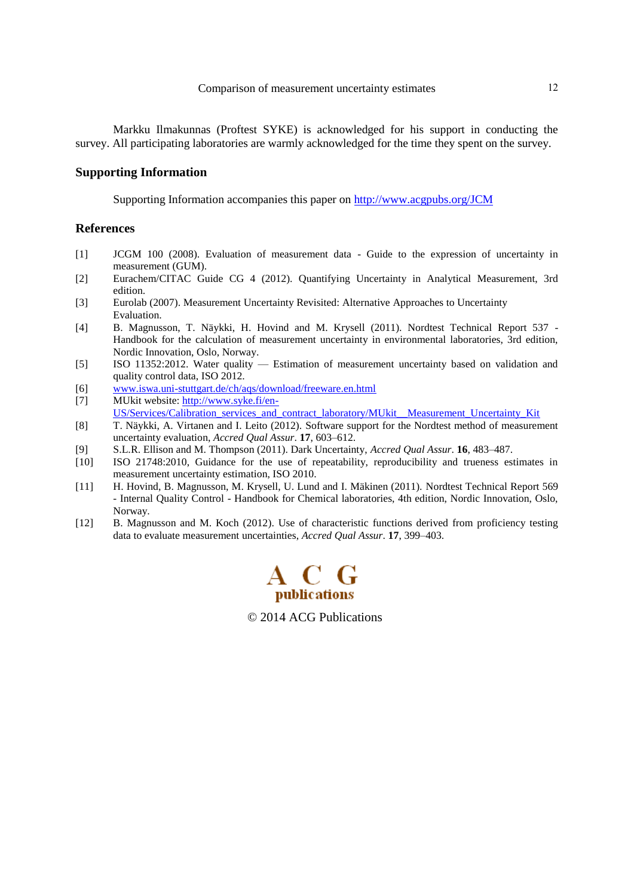Markku Ilmakunnas (Proftest SYKE) is acknowledged for his support in conducting the survey. All participating laboratories are warmly acknowledged for the time they spent on the survey.

## Supporting Information

Supporting Information accompanies this paper on http://www.acgpubs.org/JCM

## References

[1] JCGM 100 (2008). Evaluation of measurement data - Guide to the expression of uncertainty in measurement (GUM).

[2] Eurachem/CITAC Guide CG 4 (2012). Quantifying Uncertainty in Analytical Measurement, 3rd edition.

[3] Eurolab (2007). Measurement Uncertainty Revisited: Alternative Approaches to Uncertainty Evaluation.

[4] B. Magnusson, T. Näykki, H. Hovind and M. Krysell (2011). Nordtest Technical Report 537 - Handbook for the calculation of measurement uncertainty in environmental laboratories, 3rd edition, Nordic Innovation, Oslo, Norway.

[5] ISO 11352:2012. Water quality — Estimation of measurement uncertainty based on validation and quality control data, ISO 2012.

[6] www.iswa.uni-stuttgart.de/ch/aqs/download/freeware.en.html

[7] MUkit website: http://www.syke.fi/en-US/Services/Calibration_services_and_contract_laboratory/MUkit__Measurement_Uncertainty_Kit

[8] T. Näykki, A. Virtanen and I. Leito (2012). Software support for the Nordtest method of measurement uncertainty evaluation, *Accred Qual Assur*. **17**, 603–612.

[9] S.L.R. Ellison and M. Thompson (2011). Dark Uncertainty, *Accred Qual Assur*. **16**, 483–487.

[10] ISO 21748:2010, Guidance for the use of repeatability, reproducibility and trueness estimates in measurement uncertainty estimation, ISO 2010.

[11] H. Hovind, B. Magnusson, M. Krysell, U. Lund and I. Mäkinen (2011). Nordtest Technical Report 569 - Internal Quality Control - Handbook for Chemical laboratories, 4th edition, Nordic Innovation, Oslo, Norway.

[12] B. Magnusson and M. Koch (2012). Use of characteristic functions derived from proficiency testing data to evaluate measurement uncertainties, *Accred Qual Assur*. **17**, 399–403.

A C G publications

© 2014 ACG Publications